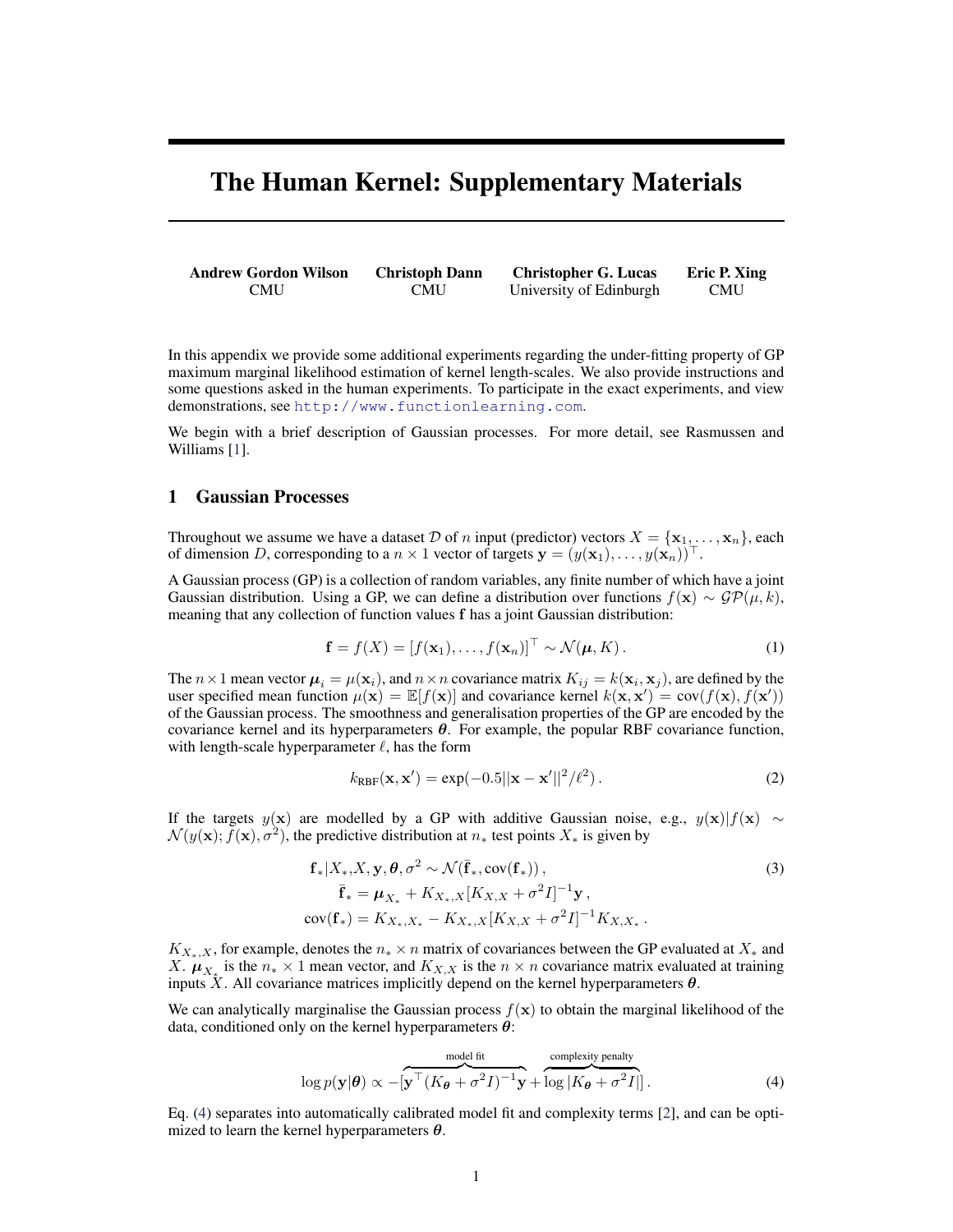# The Human Kernel: Supplementary Materials

**Andrew Gordon Wilson**
CMU

**Christoph Dann**
CMU

**Christopher G. Lucas**
University of Edinburgh

**Eric P. Xing**
CMU

In this appendix we provide some additional experiments regarding the under-fitting property of GP maximum marginal likelihood estimation of kernel length-scales. We also provide instructions and some questions asked in the human experiments. To participate in the exact experiments, and view demonstrations, see http://www.functionlearning.com.

We begin with a brief description of Gaussian processes. For more detail, see Rasmussen and Williams [1].

## 1 Gaussian Processes

Throughout we assume we have a dataset $\mathcal{D}$ of $n$ input (predictor) vectors $X = \{\mathbf{x}_1, \dots, \mathbf{x}_n\}$, each of dimension $D$, corresponding to a $n \times 1$ vector of targets $\mathbf{y} = (y(\mathbf{x}_1), \dots, y(\mathbf{x}_n))^\top$.

A Gaussian process (GP) is a collection of random variables, any finite number of which have a joint Gaussian distribution. Using a GP, we can define a distribution over functions $f(\mathbf{x}) \sim \mathcal{GP}(\mu, k)$, meaning that any collection of function values $\mathbf{f}$ has a joint Gaussian distribution:

$$\mathbf{f} = f(X) = [f(\mathbf{x}_1), \dots, f(\mathbf{x}_n)]^\top \sim \mathcal{N}(\boldsymbol{\mu}, K) \, . \tag{1}$$

The $n \times 1$ mean vector $\boldsymbol{\mu}_i = \mu(\mathbf{x}_i)$, and $n \times n$ covariance matrix $K_{ij} = k(\mathbf{x}_i, \mathbf{x}_j)$, are defined by the user specified mean function $\mu(\mathbf{x}) = \mathbb{E}[f(\mathbf{x})]$ and covariance kernel $k(\mathbf{x}, \mathbf{x}') = \text{cov}(f(\mathbf{x}), f(\mathbf{x}'))$ of the Gaussian process. The smoothness and generalisation properties of the GP are encoded by the covariance kernel and its hyperparameters $\boldsymbol{\theta}$. For example, the popular RBF covariance function, with length-scale hyperparameter $\ell$, has the form

$$k_{\text{RBF}}(\mathbf{x}, \mathbf{x}') = \exp(-0.5||\mathbf{x} - \mathbf{x}'||^2/\ell^2) \, . \tag{2}$$

If the targets $y(\mathbf{x})$ are modelled by a GP with additive Gaussian noise, e.g., $y(\mathbf{x})|f(\mathbf{x}) \sim \mathcal{N}(y(\mathbf{x}); f(\mathbf{x}), \sigma^2)$, the predictive distribution at $n_*$ test points $X_*$ is given by

$$\begin{aligned} \mathbf{f}_* | X_*, X, \mathbf{y}, \boldsymbol{\theta}, \sigma^2 &\sim \mathcal{N}(\bar{\mathbf{f}}_*, \text{cov}(\mathbf{f}_*)) \, , \\ \bar{\mathbf{f}}_* &= \boldsymbol{\mu}_{X_*} + K_{X_*,X}[K_{X,X} + \sigma^2 I]^{-1}\mathbf{y} \, , \\ \text{cov}(\mathbf{f}_*) &= K_{X_*,X_*} - K_{X_*,X}[K_{X,X} + \sigma^2 I]^{-1}K_{X,X_*} \, . \end{aligned} \tag{3}$$

$K_{X_*,X}$, for example, denotes the $n_* \times n$ matrix of covariances between the GP evaluated at $X_*$ and $X$. $\boldsymbol{\mu}_{X_*}$ is the $n_* \times 1$ mean vector, and $K_{X,X}$ is the $n \times n$ covariance matrix evaluated at training inputs $X$. All covariance matrices implicitly depend on the kernel hyperparameters $\boldsymbol{\theta}$.

We can analytically marginalise the Gaussian process $f(\mathbf{x})$ to obtain the marginal likelihood of the data, conditioned only on the kernel hyperparameters $\boldsymbol{\theta}$:

$$\log p(\mathbf{y}|\boldsymbol{\theta}) \propto -[\overbrace{\mathbf{y}^\top (K_{\boldsymbol{\theta}} + \sigma^2 I)^{-1}\mathbf{y}}^{\text{model fit}} + \overbrace{\log |K_{\boldsymbol{\theta}} + \sigma^2 I|}^{\text{complexity penalty}}] \, . \tag{4}$$

Eq. (4) separates into automatically calibrated model fit and complexity terms [2], and can be optimized to learn the kernel hyperparameters $\boldsymbol{\theta}$.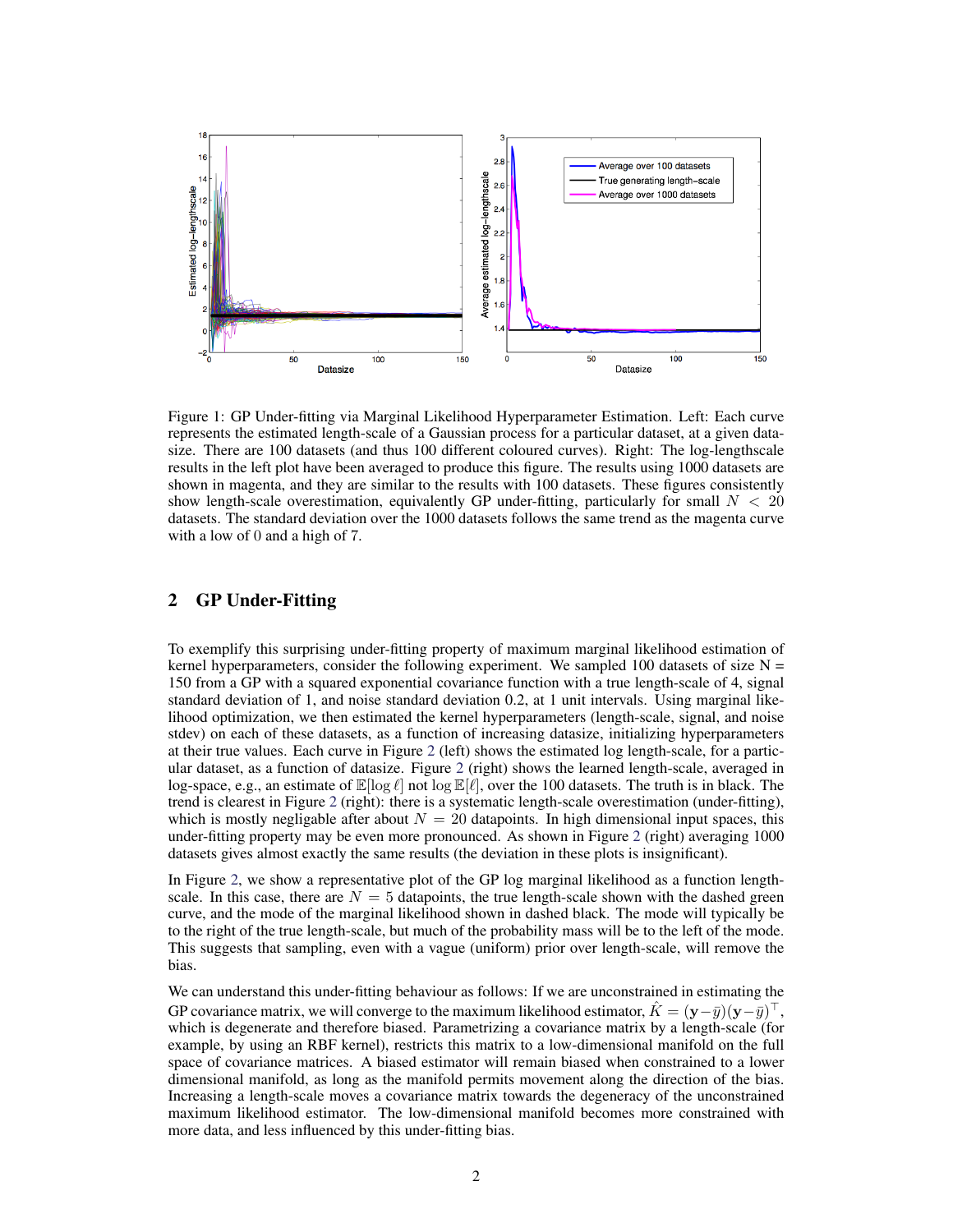Figure 1: GP Under-fitting via Marginal Likelihood Hyperparameter Estimation. Left: Each curve represents the estimated length-scale of a Gaussian process for a particular dataset, at a given datasize. There are 100 datasets (and thus 100 different coloured curves). Right: The log-lengthscale results in the left plot have been averaged to produce this figure. The results using 1000 datasets are shown in magenta, and they are similar to the results with 100 datasets. These figures consistently show length-scale overestimation, equivalently GP under-fitting, particularly for small $N < 20$ datasets. The standard deviation over the 1000 datasets follows the same trend as the magenta curve with a low of 0 and a high of 7.

## 2 GP Under-Fitting

To exemplify this surprising under-fitting property of maximum marginal likelihood estimation of kernel hyperparameters, consider the following experiment. We sampled 100 datasets of size N = 150 from a GP with a squared exponential covariance function with a true length-scale of 4, signal standard deviation of 1, and noise standard deviation 0.2, at 1 unit intervals. Using marginal likelihood optimization, we then estimated the kernel hyperparameters (length-scale, signal, and noise stdev) on each of these datasets, as a function of increasing datasize, initializing hyperparameters at their true values. Each curve in Figure 2 (left) shows the estimated log length-scale, for a particular dataset, as a function of datasize. Figure 2 (right) shows the learned length-scale, averaged in log-space, e.g., an estimate of $\mathbb{E}[\log \ell]$ not $\log \mathbb{E}[\ell]$, over the 100 datasets. The truth is in black. The trend is clearest in Figure 2 (right): there is a systematic length-scale overestimation (under-fitting), which is mostly negligible after about $N = 20$ datapoints. In high dimensional input spaces, this under-fitting property may be even more pronounced. As shown in Figure 2 (right) averaging 1000 datasets gives almost exactly the same results (the deviation in these plots is insignificant).

In Figure 2, we show a representative plot of the GP log marginal likelihood as a function length-scale. In this case, there are $N = 5$ datapoints, the true length-scale shown with the dashed green curve, and the mode of the marginal likelihood shown in dashed black. The mode will typically be to the right of the true length-scale, but much of the probability mass will be to the left of the mode. This suggests that sampling, even with a vague (uniform) prior over length-scale, will remove the bias.

We can understand this under-fitting behaviour as follows: If we are unconstrained in estimating the GP covariance matrix, we will converge to the maximum likelihood estimator, $\hat{K} = (\mathbf{y} - \bar{y})(\mathbf{y} - \bar{y})^\top$, which is degenerate and therefore biased. Parametrizing a covariance matrix by a length-scale (for example, by using an RBF kernel), restricts this matrix to a low-dimensional manifold on the full space of covariance matrices. A biased estimator will remain biased when constrained to a lower dimensional manifold, as long as the manifold permits movement along the direction of the bias. Increasing a length-scale moves a covariance matrix towards the degeneracy of the unconstrained maximum likelihood estimator. The low-dimensional manifold becomes more constrained with more data, and less influenced by this under-fitting bias.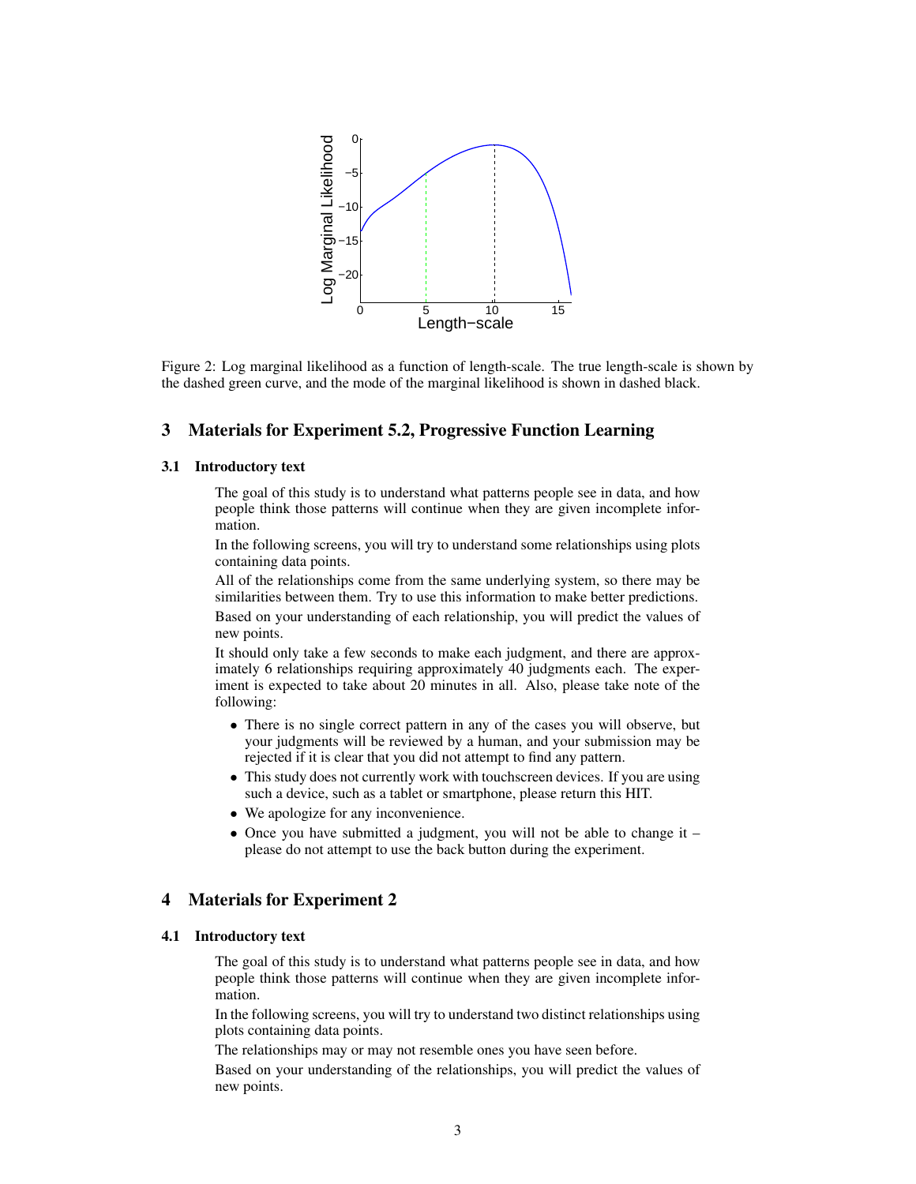Figure 2: Log marginal likelihood as a function of length-scale. The true length-scale is shown by the dashed green curve, and the mode of the marginal likelihood is shown in dashed black.

## 3 Materials for Experiment 5.2, Progressive Function Learning

### 3.1 Introductory text

The goal of this study is to understand what patterns people see in data, and how people think those patterns will continue when they are given incomplete information.

In the following screens, you will try to understand some relationships using plots containing data points.

All of the relationships come from the same underlying system, so there may be similarities between them. Try to use this information to make better predictions.

Based on your understanding of each relationship, you will predict the values of new points.

It should only take a few seconds to make each judgment, and there are approximately 6 relationships requiring approximately 40 judgments each. The experiment is expected to take about 20 minutes in all. Also, please take note of the following:

- There is no single correct pattern in any of the cases you will observe, but your judgments will be reviewed by a human, and your submission may be rejected if it is clear that you did not attempt to find any pattern.
- This study does not currently work with touchscreen devices. If you are using such a device, such as a tablet or smartphone, please return this HIT.
- We apologize for any inconvenience.
- Once you have submitted a judgment, you will not be able to change it – please do not attempt to use the back button during the experiment.

## 4 Materials for Experiment 2

### 4.1 Introductory text

The goal of this study is to understand what patterns people see in data, and how people think those patterns will continue when they are given incomplete information.

In the following screens, you will try to understand two distinct relationships using plots containing data points.

The relationships may or may not resemble ones you have seen before.

Based on your understanding of the relationships, you will predict the values of new points.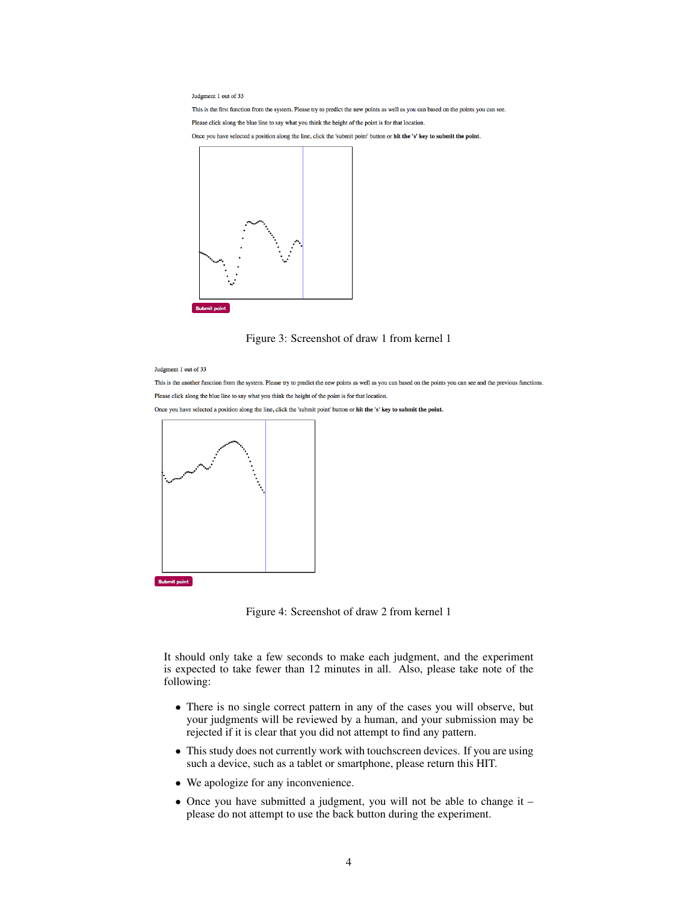Judgment 1 out of 33

This is the first function from the system. Please try to predict the new points as well as you can based on the points you can see.

Please click along the blue line to say what you think the height of the point is for that location.

Once you have selected a position along the line, click the 'submit point' button or **hit the 's' key to submit the point.**

Submit point

Figure 3: Screenshot of draw 1 from kernel 1

Judgment 1 out of 33

This is the another function from the system. Please try to predict the new points as well as you can based on the points you can see and the previous functions.

Please click along the blue line to say what you think the height of the point is for that location.

Once you have selected a position along the line, click the 'submit point' button or **hit the 's' key to submit the point.**

Submit point

Figure 4: Screenshot of draw 2 from kernel 1

It should only take a few seconds to make each judgment, and the experiment is expected to take fewer than 12 minutes in all. Also, please take note of the following:

- There is no single correct pattern in any of the cases you will observe, but your judgments will be reviewed by a human, and your submission may be rejected if it is clear that you did not attempt to find any pattern.
- This study does not currently work with touchscreen devices. If you are using such a device, such as a tablet or smartphone, please return this HIT.
- We apologize for any inconvenience.
- Once you have submitted a judgment, you will not be able to change it – please do not attempt to use the back button during the experiment.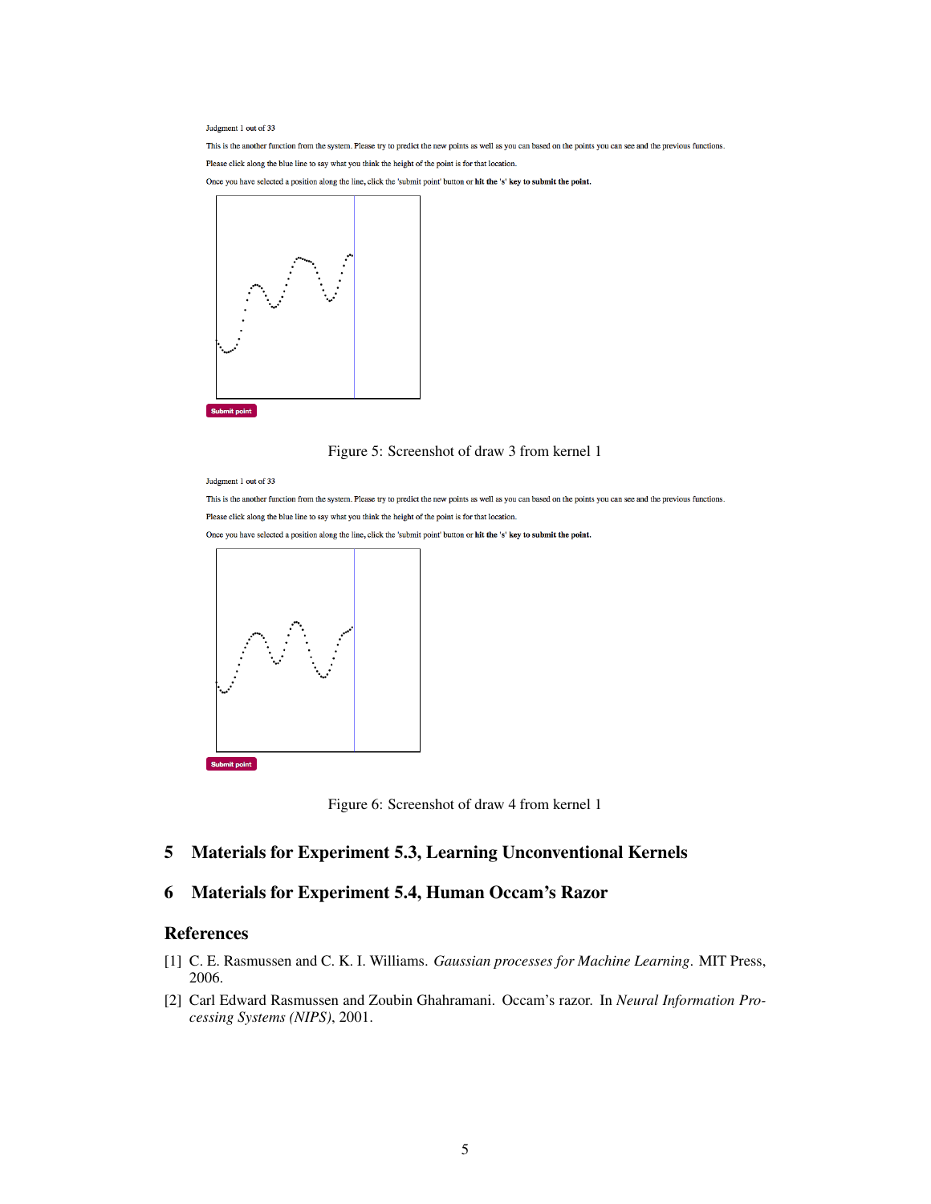Judgment 1 out of 33

This is the another function from the system. Please try to predict the new points as well as you can based on the points you can see and the previous functions.

Please click along the blue line to say what you think the height of the point is for that location.

Once you have selected a position along the line, click the 'submit point' button or **hit the 's' key to submit the point.**

Submit point

Figure 5: Screenshot of draw 3 from kernel 1

Judgment 1 out of 33

This is the another function from the system. Please try to predict the new points as well as you can based on the points you can see and the previous functions.

Please click along the blue line to say what you think the height of the point is for that location.

Once you have selected a position along the line, click the 'submit point' button or **hit the 's' key to submit the point.**

Submit point

Figure 6: Screenshot of draw 4 from kernel 1

# 5 Materials for Experiment 5.3, Learning Unconventional Kernels

# 6 Materials for Experiment 5.4, Human Occam's Razor

## References

[1] C. E. Rasmussen and C. K. I. Williams. *Gaussian processes for Machine Learning*. MIT Press, 2006.

[2] Carl Edward Rasmussen and Zoubin Ghahramani. Occam's razor. In *Neural Information Processing Systems (NIPS)*, 2001.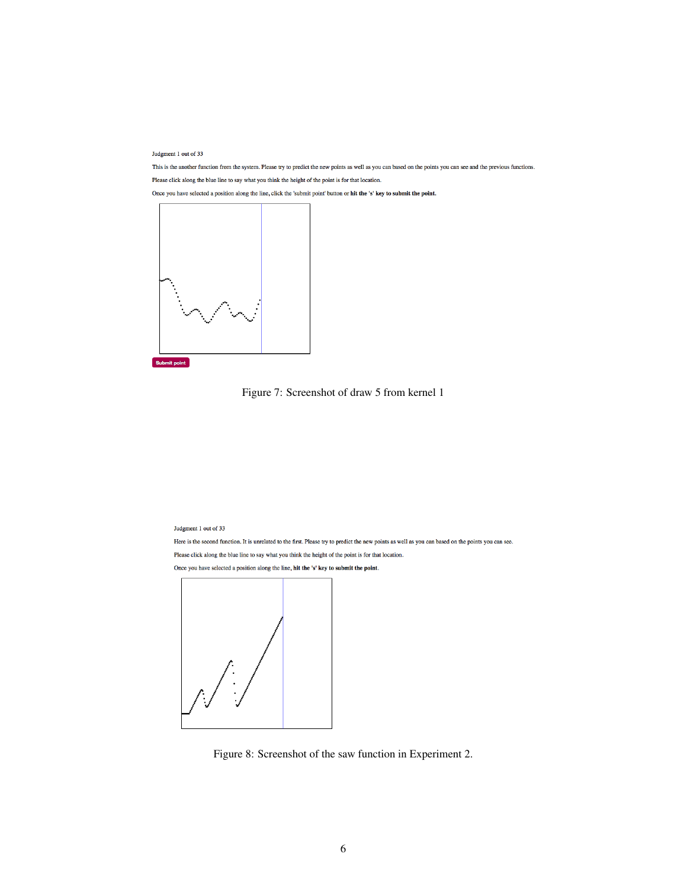Judgment 1 out of 33

This is the another function from the system. Please try to predict the new points as well as you can based on the points you can see and the previous functions.

Please click along the blue line to say what you think the height of the point is for that location.

Once you have selected a position along the line, click the 'submit point' button or **hit the 's' key to submit the point.**

Submit point

Figure 7: Screenshot of draw 5 from kernel 1

Judgment 1 out of 33

Here is the second function. It is unrelated to the first. Please try to predict the new points as well as you can based on the points you can see.

Please click along the blue line to say what you think the height of the point is for that location.

Once you have selected a position along the line, **hit the 's' key to submit the point**.

Figure 8: Screenshot of the saw function in Experiment 2.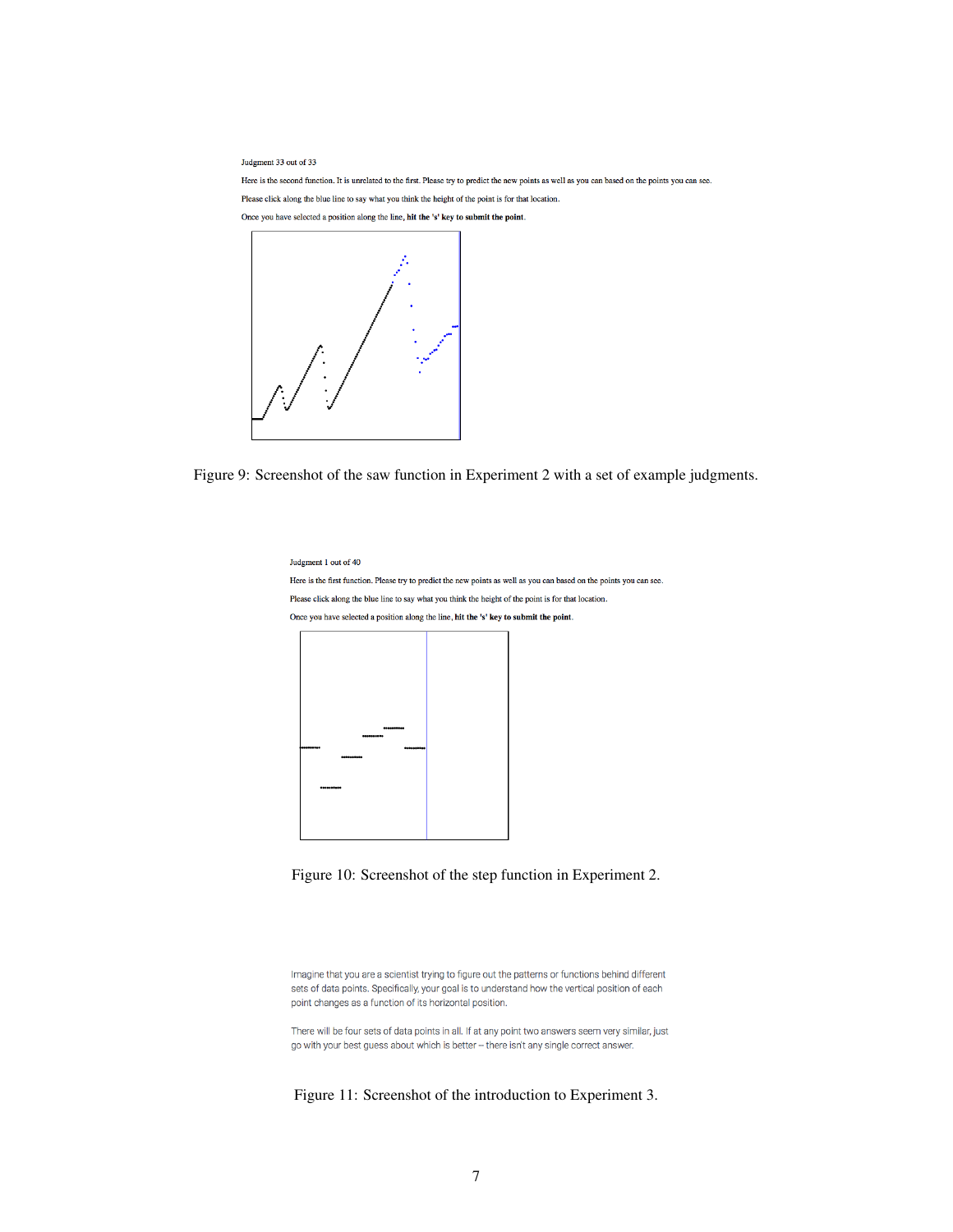Judgment 33 out of 33

Here is the second function. It is unrelated to the first. Please try to predict the new points as well as you can based on the points you can see.

Please click along the blue line to say what you think the height of the point is for that location.

Once you have selected a position along the line, **hit the 's' key to submit the point**.

Figure 9: Screenshot of the saw function in Experiment 2 with a set of example judgments.

Judgment 1 out of 40

Here is the first function. Please try to predict the new points as well as you can based on the points you can see.

Please click along the blue line to say what you think the height of the point is for that location.

Once you have selected a position along the line, **hit the 's' key to submit the point**.

Figure 10: Screenshot of the step function in Experiment 2.

Imagine that you are a scientist trying to figure out the patterns or functions behind different sets of data points. Specifically, your goal is to understand how the vertical position of each point changes as a function of its horizontal position.

There will be four sets of data points in all. If at any point two answers seem very similar, just go with your best guess about which is better – there isn't any single correct answer.

Figure 11: Screenshot of the introduction to Experiment 3.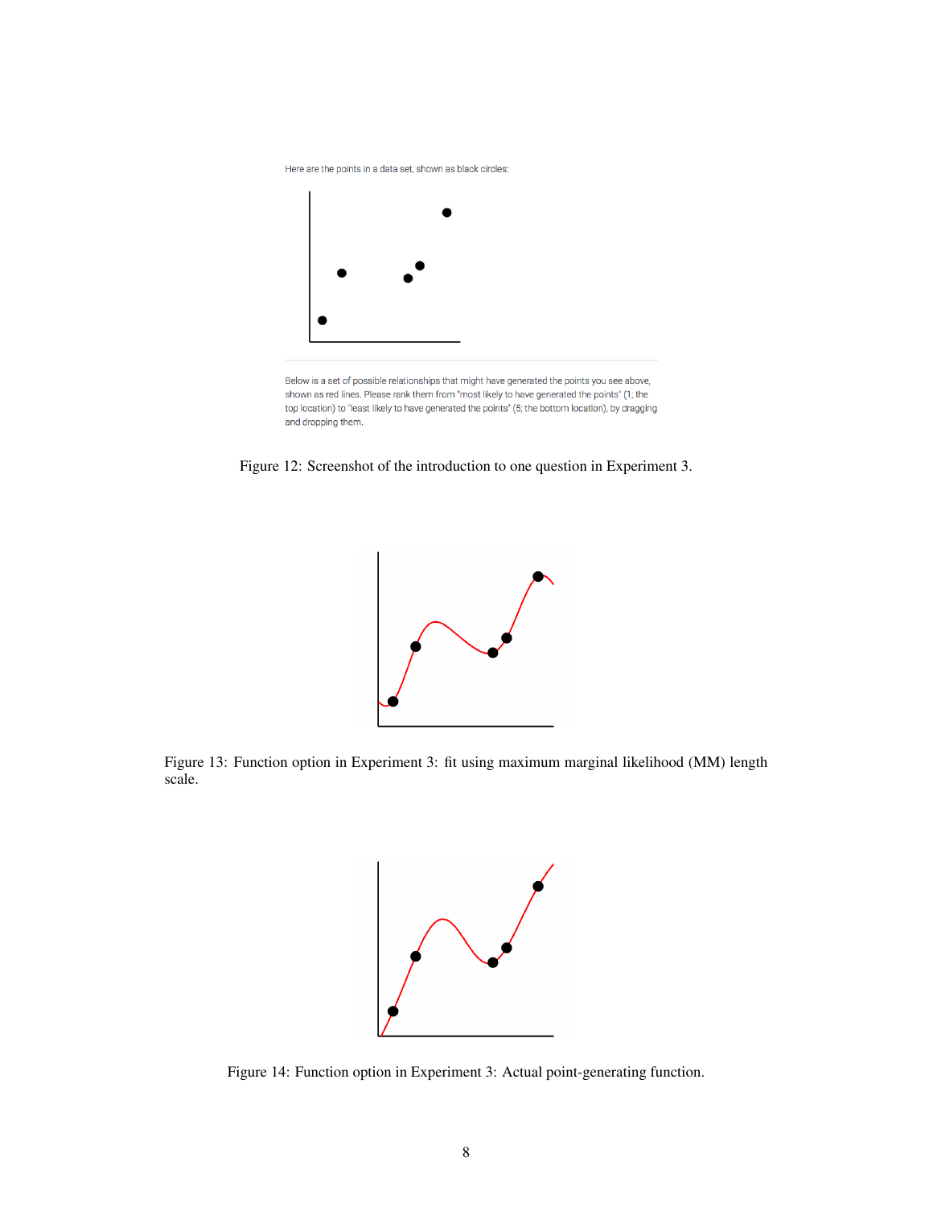Here are the points in a data set, shown as black circles:

Below is a set of possible relationships that might have generated the points you see above, shown as red lines. Please rank them from "most likely to have generated the points" (1; the top location) to "least likely to have generated the points" (5; the bottom location), by dragging and dropping them.

Figure 12: Screenshot of the introduction to one question in Experiment 3.

Figure 13: Function option in Experiment 3: fit using maximum marginal likelihood (MM) length scale.

Figure 14: Function option in Experiment 3: Actual point-generating function.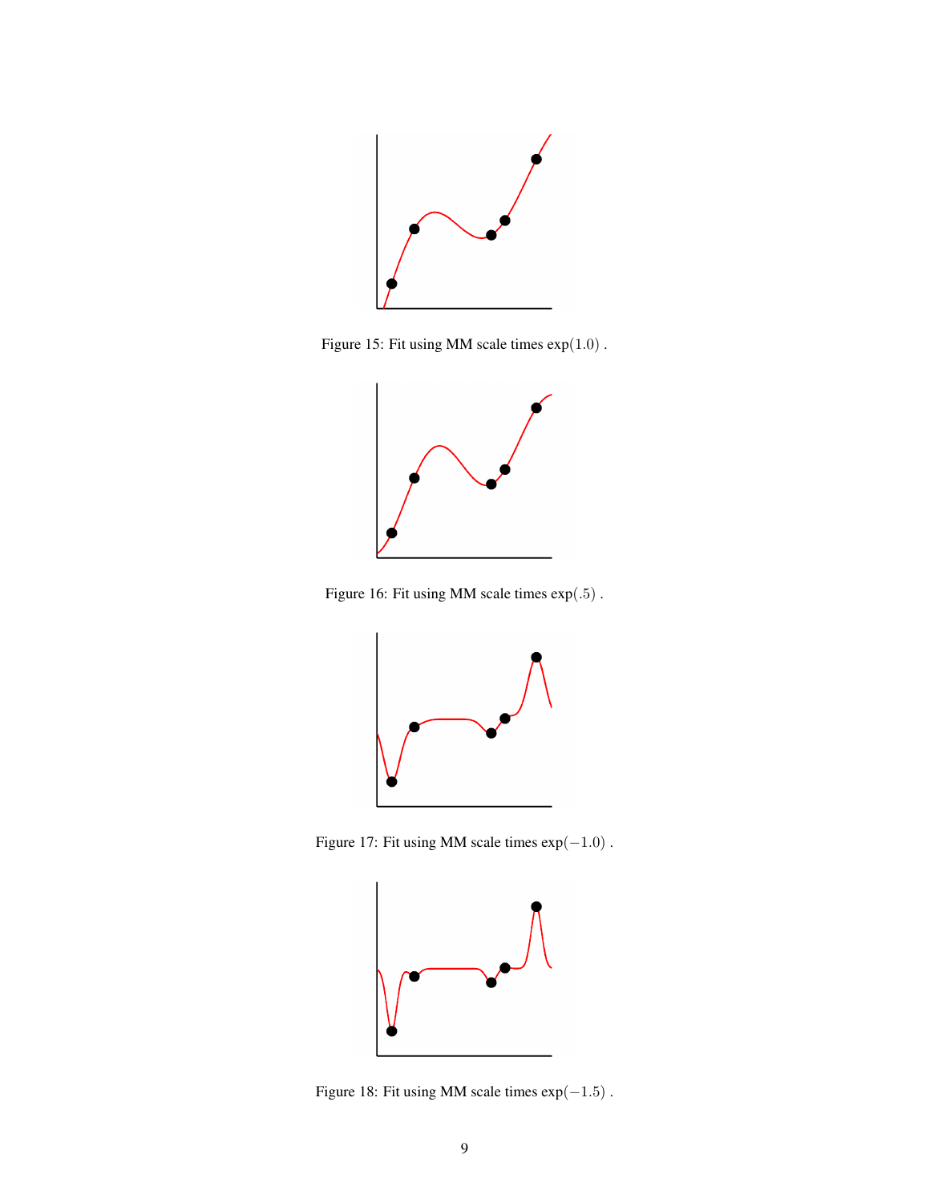Figure 15: Fit using MM scale times $\exp(1.0)$ .

Figure 16: Fit using MM scale times $\exp(.5)$ .

Figure 17: Fit using MM scale times $\exp(-1.0)$ .

Figure 18: Fit using MM scale times $\exp(-1.5)$ .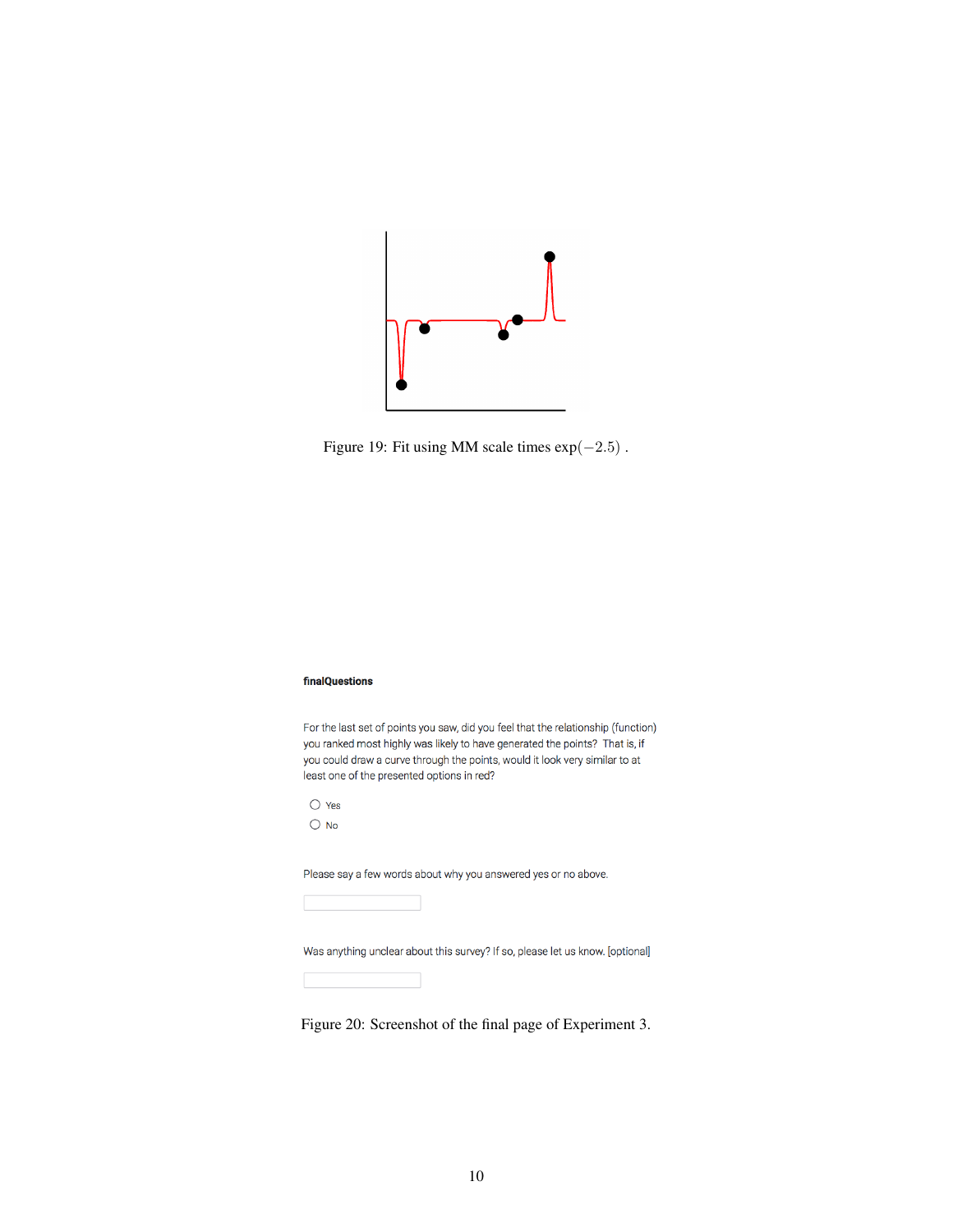Figure 19: Fit using MM scale times $\exp(-2.5)$ .

**finalQuestions**

For the last set of points you saw, did you feel that the relationship (function) you ranked most highly was likely to have generated the points? That is, if you could draw a curve through the points, would it look very similar to at least one of the presented options in red?

- Yes
- No

Please say a few words about why you answered yes or no above.

Was anything unclear about this survey? If so, please let us know. [optional]

Figure 20: Screenshot of the final page of Experiment 3.